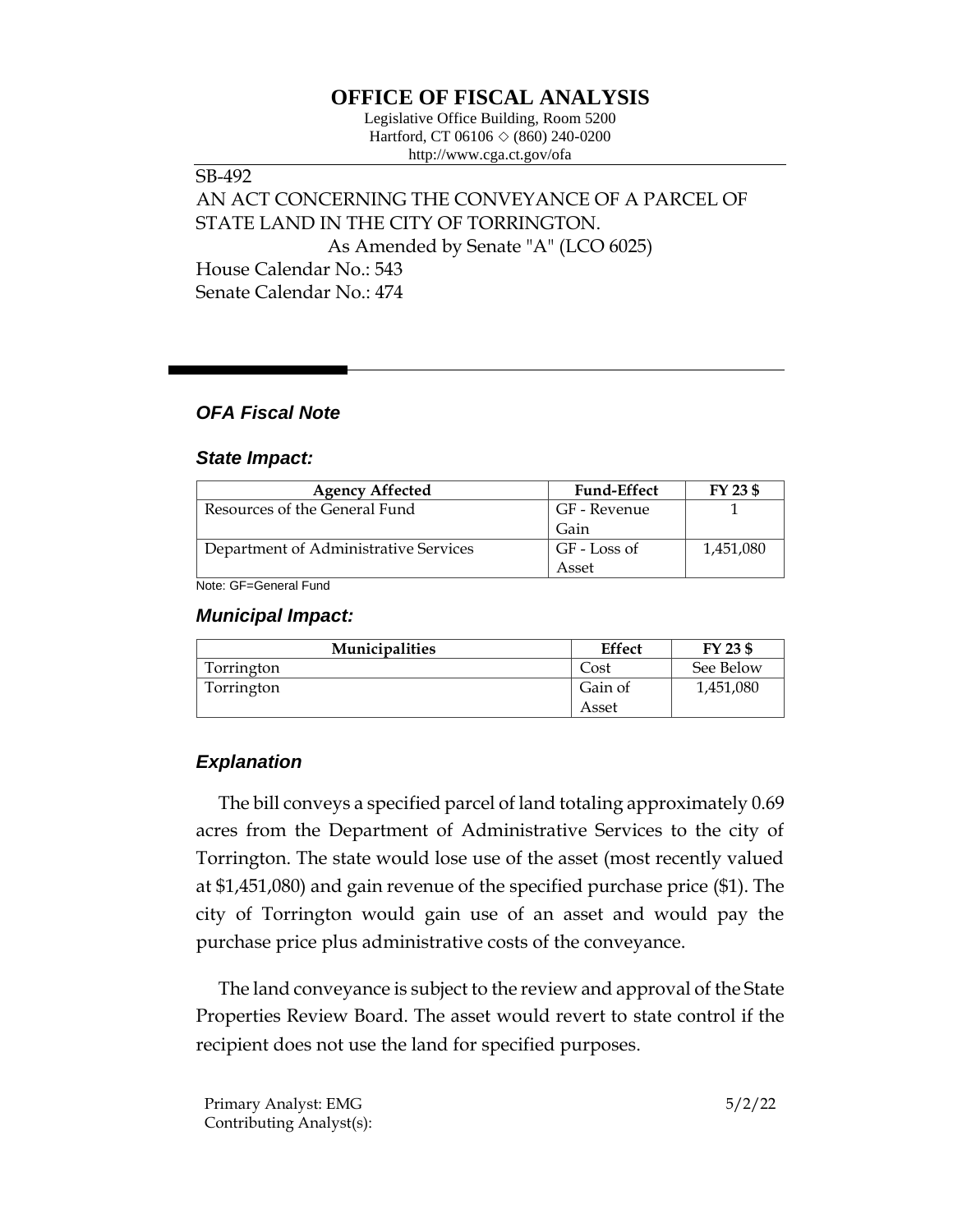# OFFICE OF FISCAL ANALYSIS

Legislative Office Building, Room 5200
Hartford, CT 06106 ◇ (860) 240-0200
http://www.cga.ct.gov/ofa

SB-492
AN ACT CONCERNING THE CONVEYANCE OF A PARCEL OF STATE LAND IN THE CITY OF TORRINGTON.
As Amended by Senate "A" (LCO 6025)
House Calendar No.: 543
Senate Calendar No.: 474

## *OFA Fiscal Note*

### *State Impact:*

| Agency Affected | Fund-Effect | FY 23 $ |
|---|---|---|
| Resources of the General Fund | GF - Revenue Gain | 1 |
| Department of Administrative Services | GF - Loss of Asset | 1,451,080 |

Note: GF=General Fund

### *Municipal Impact:*

| Municipalities | Effect | FY 23 $ |
|---|---|---|
| Torrington | Cost | See Below |
| Torrington | Gain of Asset | 1,451,080 |

### *Explanation*

The bill conveys a specified parcel of land totaling approximately 0.69 acres from the Department of Administrative Services to the city of Torrington. The state would lose use of the asset (most recently valued at $1,451,080) and gain revenue of the specified purchase price ($1). The city of Torrington would gain use of an asset and would pay the purchase price plus administrative costs of the conveyance.

The land conveyance is subject to the review and approval of the State Properties Review Board. The asset would revert to state control if the recipient does not use the land for specified purposes.

Primary Analyst: EMG
Contributing Analyst(s):

5/2/22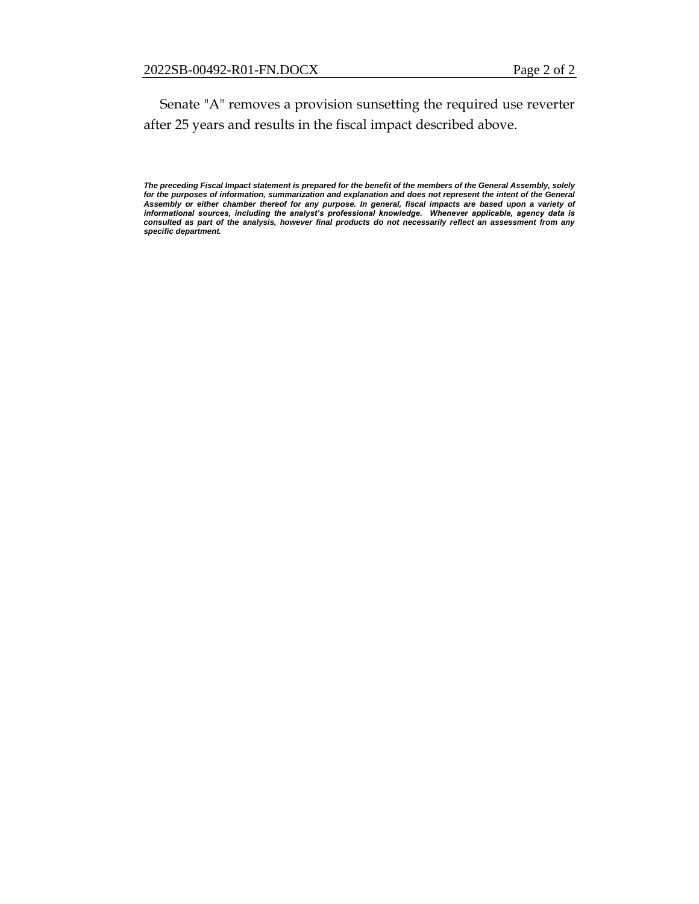Senate "A" removes a provision sunsetting the required use reverter after 25 years and results in the fiscal impact described above.

***The preceding Fiscal Impact statement is prepared for the benefit of the members of the General Assembly, solely for the purposes of information, summarization and explanation and does not represent the intent of the General Assembly or either chamber thereof for any purpose. In general, fiscal impacts are based upon a variety of informational sources, including the analyst's professional knowledge. Whenever applicable, agency data is consulted as part of the analysis, however final products do not necessarily reflect an assessment from any specific department.***